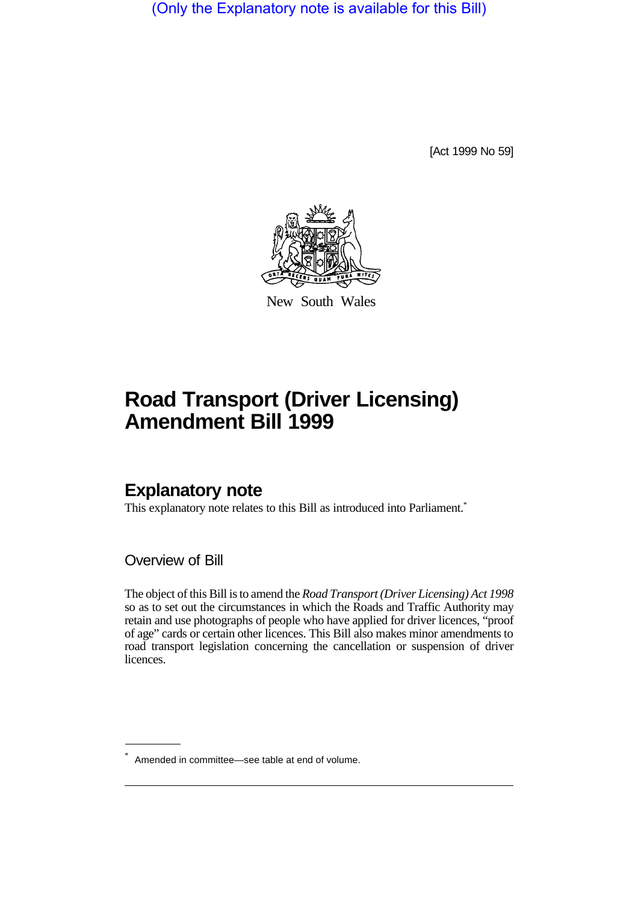(Only the Explanatory note is available for this Bill)

[Act 1999 No 59]

New South Wales

# Road Transport (Driver Licensing) Amendment Bill 1999

## Explanatory note

This explanatory note relates to this Bill as introduced into Parliament.*

### Overview of Bill

The object of this Bill is to amend the *Road Transport (Driver Licensing) Act 1998* so as to set out the circumstances in which the Roads and Traffic Authority may retain and use photographs of people who have applied for driver licences, "proof of age" cards or certain other licences. This Bill also makes minor amendments to road transport legislation concerning the cancellation or suspension of driver licences.

* Amended in committee—see table at end of volume.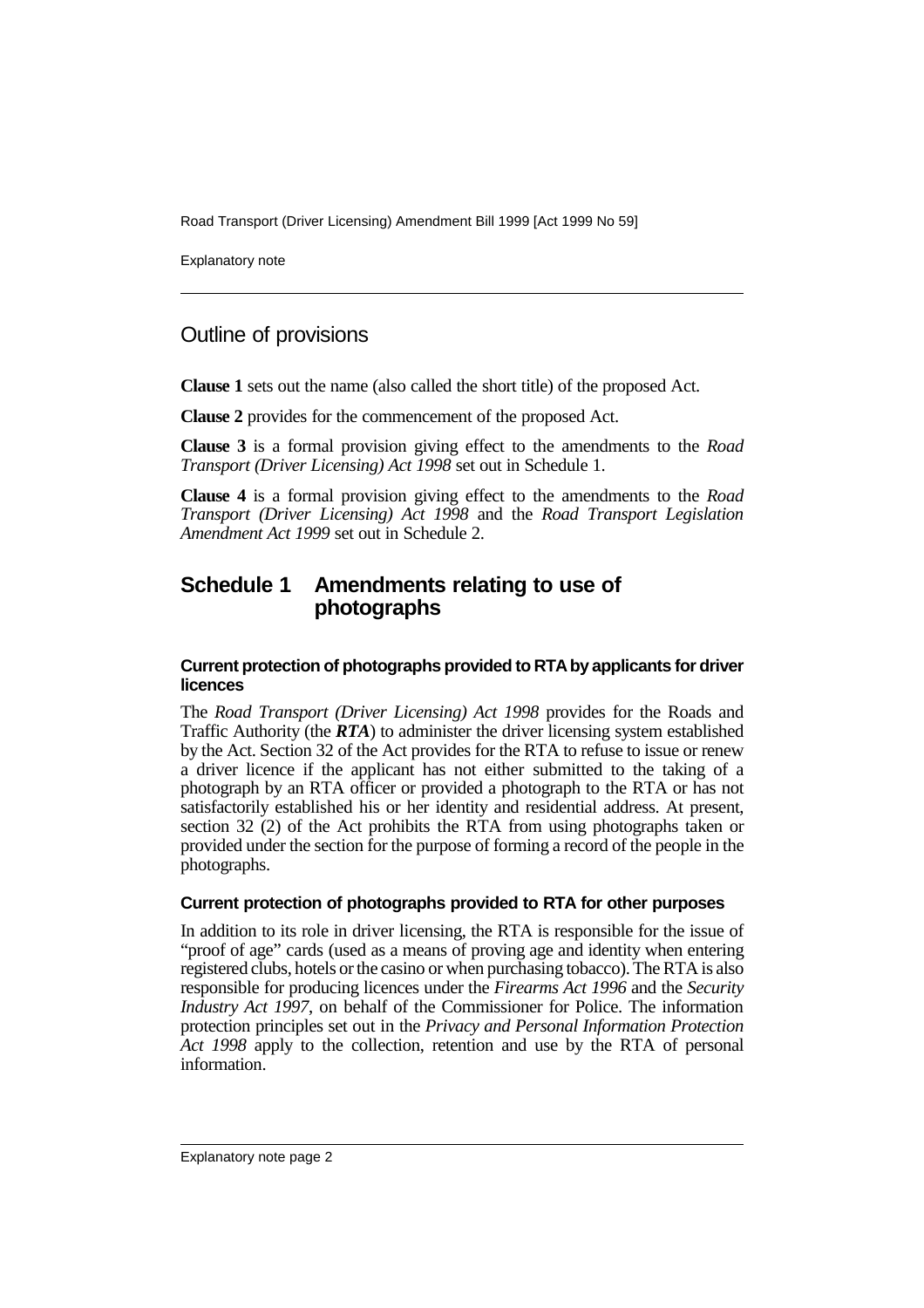## Outline of provisions

**Clause 1** sets out the name (also called the short title) of the proposed Act.

**Clause 2** provides for the commencement of the proposed Act.

**Clause 3** is a formal provision giving effect to the amendments to the *Road Transport (Driver Licensing) Act 1998* set out in Schedule 1.

**Clause 4** is a formal provision giving effect to the amendments to the *Road Transport (Driver Licensing) Act 1998* and the *Road Transport Legislation Amendment Act 1999* set out in Schedule 2.

## Schedule 1 Amendments relating to use of photographs

#### Current protection of photographs provided to RTA by applicants for driver licences

The *Road Transport (Driver Licensing) Act 1998* provides for the Roads and Traffic Authority (the ***RTA***) to administer the driver licensing system established by the Act. Section 32 of the Act provides for the RTA to refuse to issue or renew a driver licence if the applicant has not either submitted to the taking of a photograph by an RTA officer or provided a photograph to the RTA or has not satisfactorily established his or her identity and residential address. At present, section 32 (2) of the Act prohibits the RTA from using photographs taken or provided under the section for the purpose of forming a record of the people in the photographs.

#### Current protection of photographs provided to RTA for other purposes

In addition to its role in driver licensing, the RTA is responsible for the issue of "proof of age" cards (used as a means of proving age and identity when entering registered clubs, hotels or the casino or when purchasing tobacco). The RTA is also responsible for producing licences under the *Firearms Act 1996* and the *Security Industry Act 1997*, on behalf of the Commissioner for Police. The information protection principles set out in the *Privacy and Personal Information Protection Act 1998* apply to the collection, retention and use by the RTA of personal information.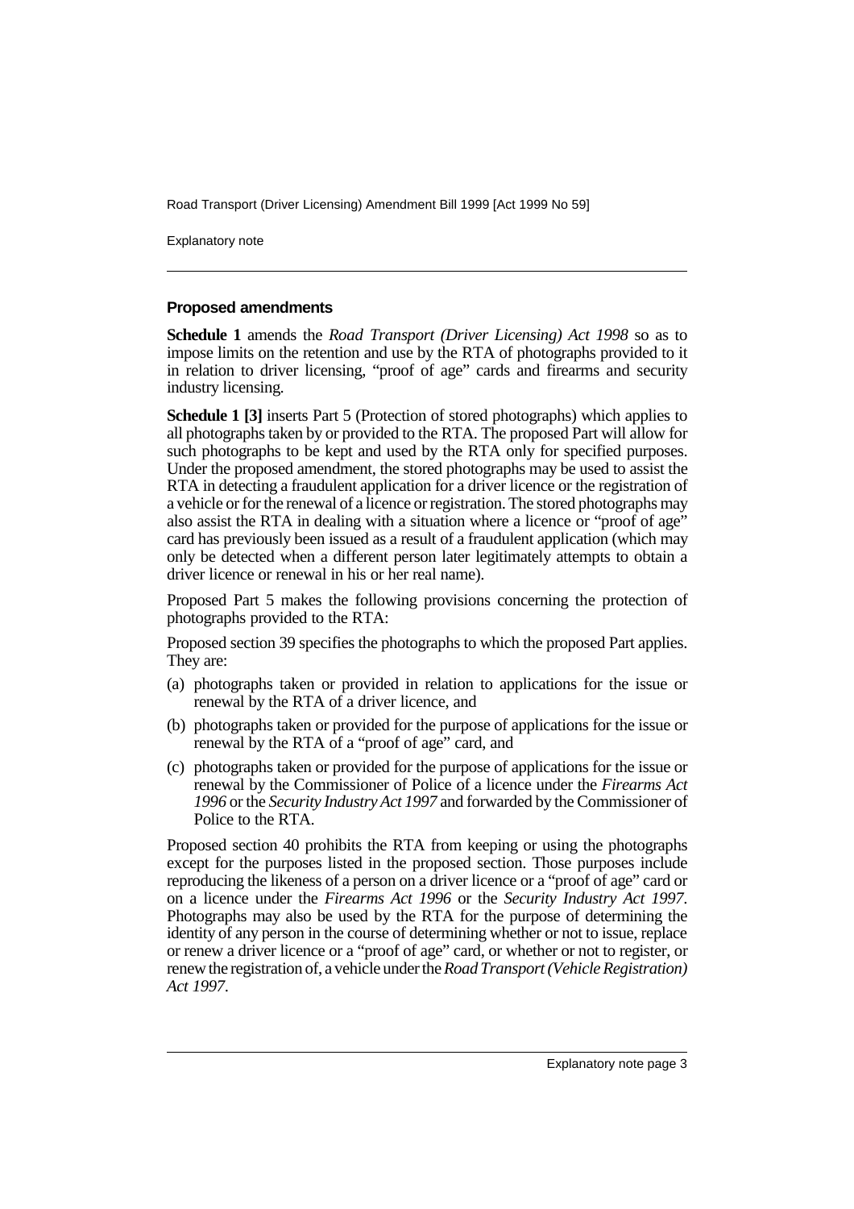### Proposed amendments

**Schedule 1** amends the *Road Transport (Driver Licensing) Act 1998* so as to impose limits on the retention and use by the RTA of photographs provided to it in relation to driver licensing, "proof of age" cards and firearms and security industry licensing.

**Schedule 1 [3]** inserts Part 5 (Protection of stored photographs) which applies to all photographs taken by or provided to the RTA. The proposed Part will allow for such photographs to be kept and used by the RTA only for specified purposes. Under the proposed amendment, the stored photographs may be used to assist the RTA in detecting a fraudulent application for a driver licence or the registration of a vehicle or for the renewal of a licence or registration. The stored photographs may also assist the RTA in dealing with a situation where a licence or "proof of age" card has previously been issued as a result of a fraudulent application (which may only be detected when a different person later legitimately attempts to obtain a driver licence or renewal in his or her real name).

Proposed Part 5 makes the following provisions concerning the protection of photographs provided to the RTA:

Proposed section 39 specifies the photographs to which the proposed Part applies. They are:

(a) photographs taken or provided in relation to applications for the issue or renewal by the RTA of a driver licence, and

(b) photographs taken or provided for the purpose of applications for the issue or renewal by the RTA of a "proof of age" card, and

(c) photographs taken or provided for the purpose of applications for the issue or renewal by the Commissioner of Police of a licence under the *Firearms Act 1996* or the *Security Industry Act 1997* and forwarded by the Commissioner of Police to the RTA.

Proposed section 40 prohibits the RTA from keeping or using the photographs except for the purposes listed in the proposed section. Those purposes include reproducing the likeness of a person on a driver licence or a "proof of age" card or on a licence under the *Firearms Act 1996* or the *Security Industry Act 1997*. Photographs may also be used by the RTA for the purpose of determining the identity of any person in the course of determining whether or not to issue, replace or renew a driver licence or a "proof of age" card, or whether or not to register, or renew the registration of, a vehicle under the *Road Transport (Vehicle Registration) Act 1997*.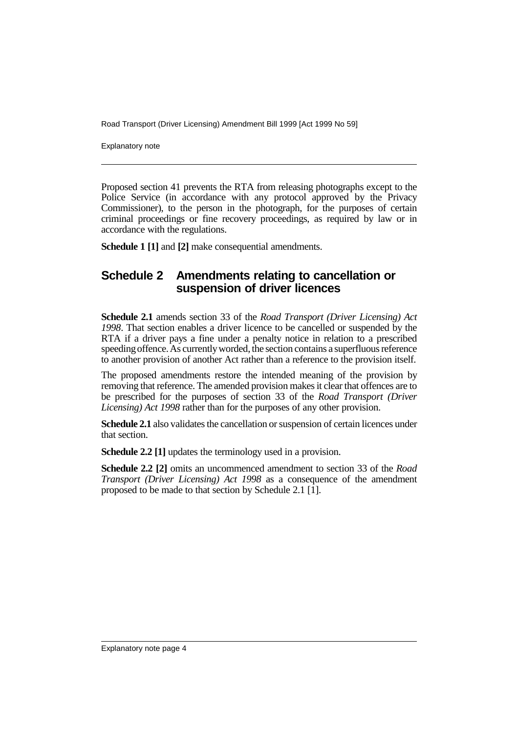Proposed section 41 prevents the RTA from releasing photographs except to the Police Service (in accordance with any protocol approved by the Privacy Commissioner), to the person in the photograph, for the purposes of certain criminal proceedings or fine recovery proceedings, as required by law or in accordance with the regulations.

**Schedule 1 [1]** and **[2]** make consequential amendments.

## Schedule 2 Amendments relating to cancellation or suspension of driver licences

**Schedule 2.1** amends section 33 of the *Road Transport (Driver Licensing) Act 1998*. That section enables a driver licence to be cancelled or suspended by the RTA if a driver pays a fine under a penalty notice in relation to a prescribed speeding offence. As currently worded, the section contains a superfluous reference to another provision of another Act rather than a reference to the provision itself.

The proposed amendments restore the intended meaning of the provision by removing that reference. The amended provision makes it clear that offences are to be prescribed for the purposes of section 33 of the *Road Transport (Driver Licensing) Act 1998* rather than for the purposes of any other provision.

**Schedule 2.1** also validates the cancellation or suspension of certain licences under that section.

**Schedule 2.2 [1]** updates the terminology used in a provision.

**Schedule 2.2 [2]** omits an uncommenced amendment to section 33 of the *Road Transport (Driver Licensing) Act 1998* as a consequence of the amendment proposed to be made to that section by Schedule 2.1 [1].